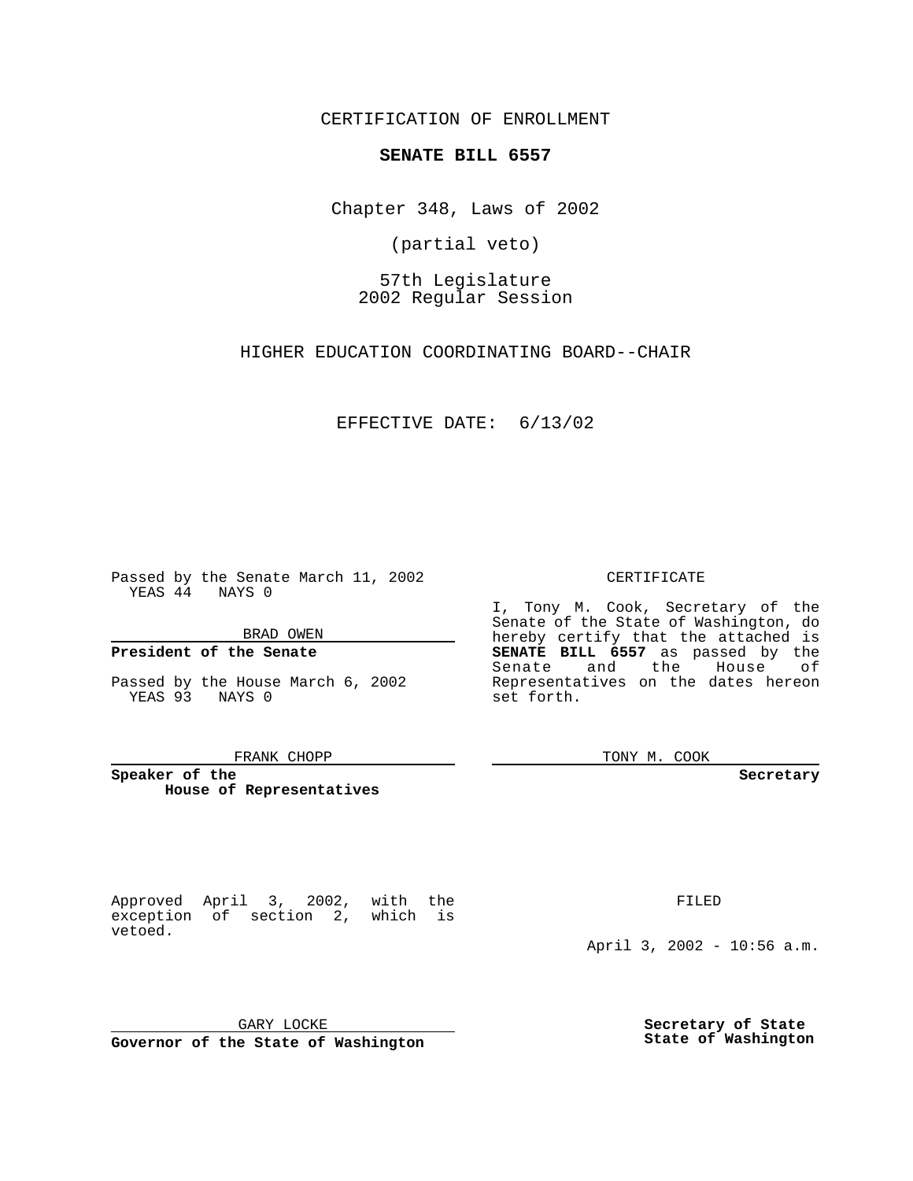CERTIFICATION OF ENROLLMENT

**SENATE BILL 6557**

Chapter 348, Laws of 2002

(partial veto)

57th Legislature
2002 Regular Session

HIGHER EDUCATION COORDINATING BOARD--CHAIR

EFFECTIVE DATE: 6/13/02

Passed by the Senate March 11, 2002
YEAS 44 NAYS 0

BRAD OWEN

**President of the Senate**

Passed by the House March 6, 2002
YEAS 93 NAYS 0

FRANK CHOPP

**Speaker of the House of Representatives**

CERTIFICATE

I, Tony M. Cook, Secretary of the Senate of the State of Washington, do hereby certify that the attached is **SENATE BILL 6557** as passed by the Senate and the House of Representatives on the dates hereon set forth.

TONY M. COOK

**Secretary**

Approved April 3, 2002, with the exception of section 2, which is vetoed.

GARY LOCKE

**Governor of the State of Washington**

FILED

April 3, 2002 - 10:56 a.m.

**Secretary of State**
**State of Washington**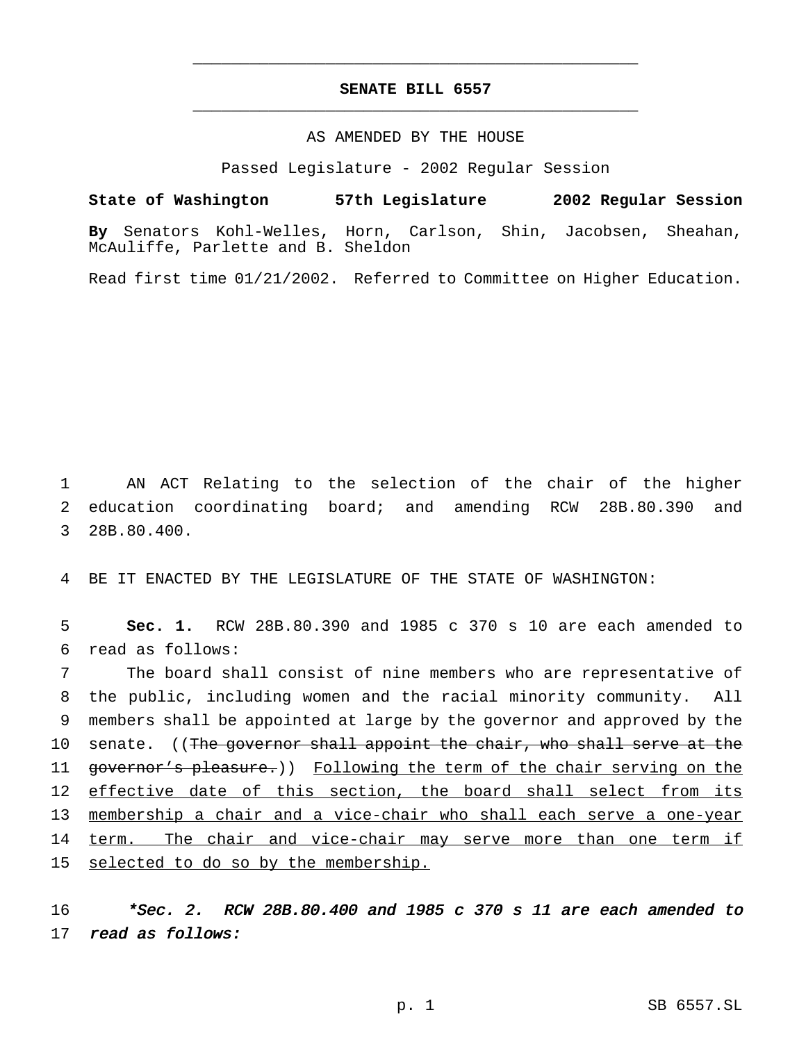# SENATE BILL 6557

AS AMENDED BY THE HOUSE

Passed Legislature - 2002 Regular Session

**State of Washington 57th Legislature 2002 Regular Session**

**By** Senators Kohl-Welles, Horn, Carlson, Shin, Jacobsen, Sheahan, McAuliffe, Parlette and B. Sheldon

Read first time 01/21/2002. Referred to Committee on Higher Education.

1 AN ACT Relating to the selection of the chair of the higher
2 education coordinating board; and amending RCW 28B.80.390 and
3 28B.80.400.

4 BE IT ENACTED BY THE LEGISLATURE OF THE STATE OF WASHINGTON:

5 **Sec. 1.** RCW 28B.80.390 and 1985 c 370 s 10 are each amended to
6 read as follows:

7 The board shall consist of nine members who are representative of
8 the public, including women and the racial minority community. All
9 members shall be appointed at large by the governor and approved by the
10 senate. ((~~The governor shall appoint the chair, who shall serve at the~~
11 ~~governor's pleasure.~~)) <u>Following the term of the chair serving on the</u>
12 <u>effective date of this section, the board shall select from its</u>
13 <u>membership a chair and a vice-chair who shall each serve a one-year</u>
14 <u>term. The chair and vice-chair may serve more than one term if</u>
15 <u>selected to do so by the membership.</u>

16 *\*Sec. 2. RCW 28B.80.400 and 1985 c 370 s 11 are each amended to*
17 *read as follows:*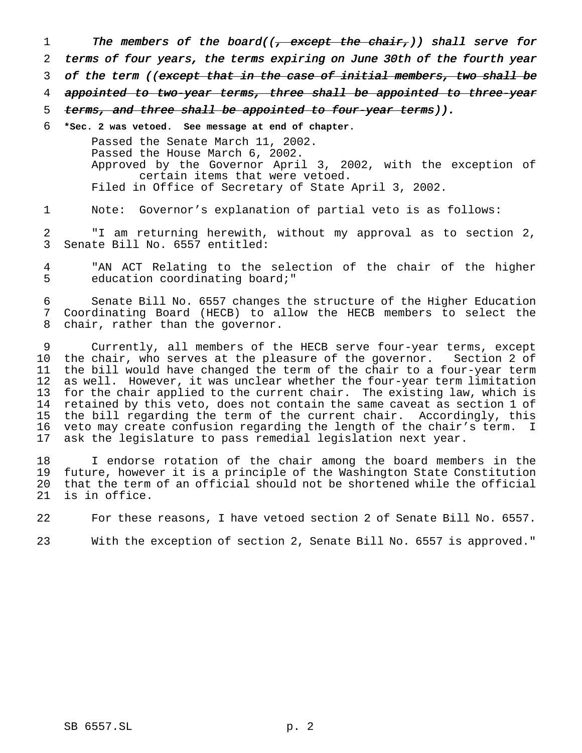*The members of the board((~~, except the chair,~~)) shall serve for terms of four years, the terms expiring on June 30th of the fourth year of the term ((~~except that in the case of initial members, two shall be appointed to two-year terms, three shall be appointed to three-year terms, and three shall be appointed to four-year terms~~)).*

**\*Sec. 2 was vetoed. See message at end of chapter.**

Passed the Senate March 11, 2002.
Passed the House March 6, 2002.
Approved by the Governor April 3, 2002, with the exception of certain items that were vetoed.
Filed in Office of Secretary of State April 3, 2002.

Note: Governor's explanation of partial veto is as follows:

"I am returning herewith, without my approval as to section 2, Senate Bill No. 6557 entitled:

"AN ACT Relating to the selection of the chair of the higher education coordinating board;"

Senate Bill No. 6557 changes the structure of the Higher Education Coordinating Board (HECB) to allow the HECB members to select the chair, rather than the governor.

Currently, all members of the HECB serve four-year terms, except the chair, who serves at the pleasure of the governor. Section 2 of the bill would have changed the term of the chair to a four-year term as well. However, it was unclear whether the four-year term limitation for the chair applied to the current chair. The existing law, which is retained by this veto, does not contain the same caveat as section 1 of the bill regarding the term of the current chair. Accordingly, this veto may create confusion regarding the length of the chair's term. I ask the legislature to pass remedial legislation next year.

I endorse rotation of the chair among the board members in the future, however it is a principle of the Washington State Constitution that the term of an official should not be shortened while the official is in office.

For these reasons, I have vetoed section 2 of Senate Bill No. 6557.

With the exception of section 2, Senate Bill No. 6557 is approved."